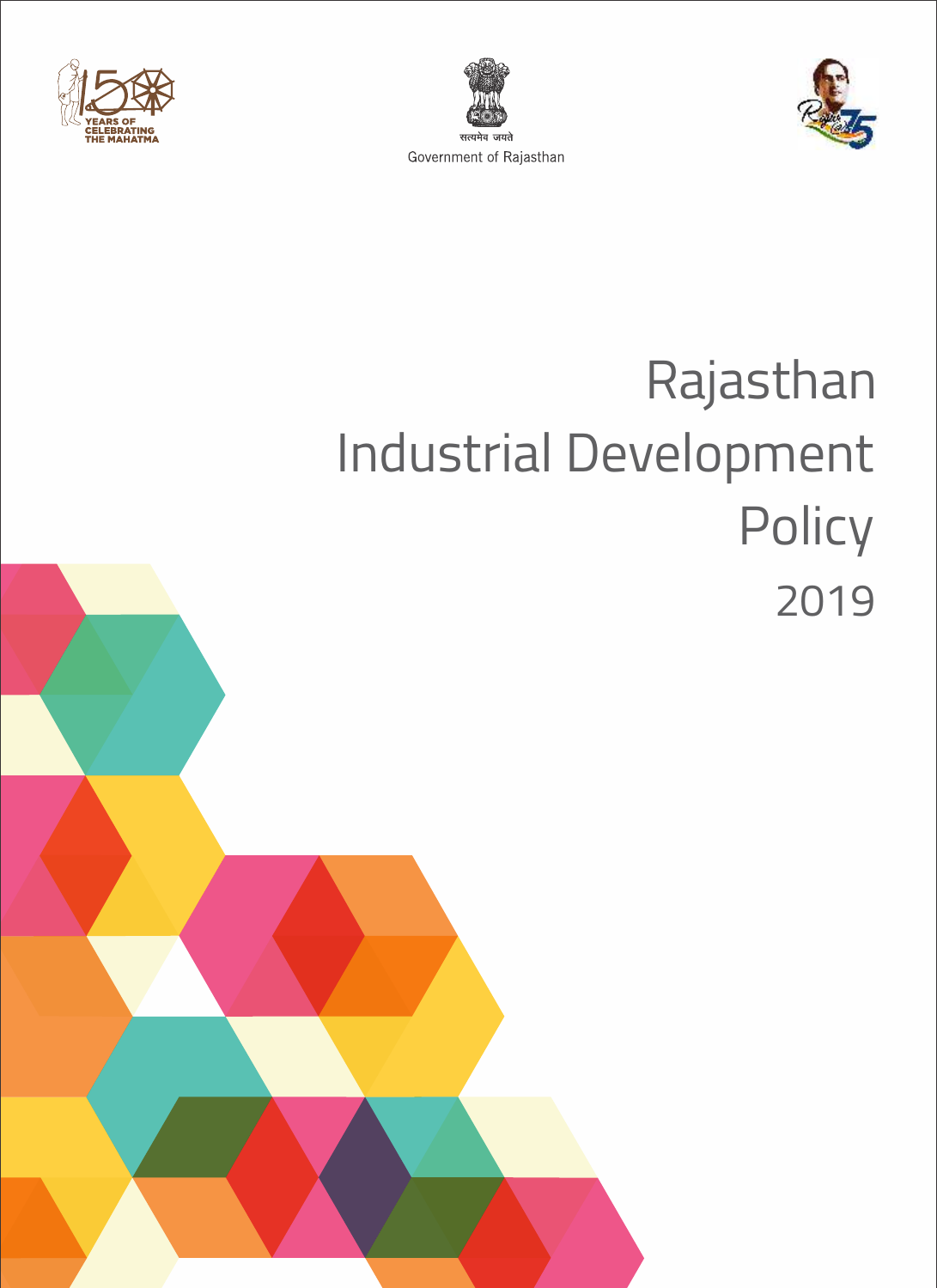150 YEARS OF CELEBRATING THE MAHATMA

सत्यमेव जयते

Government of Rajasthan

# Rajasthan Industrial Development Policy 2019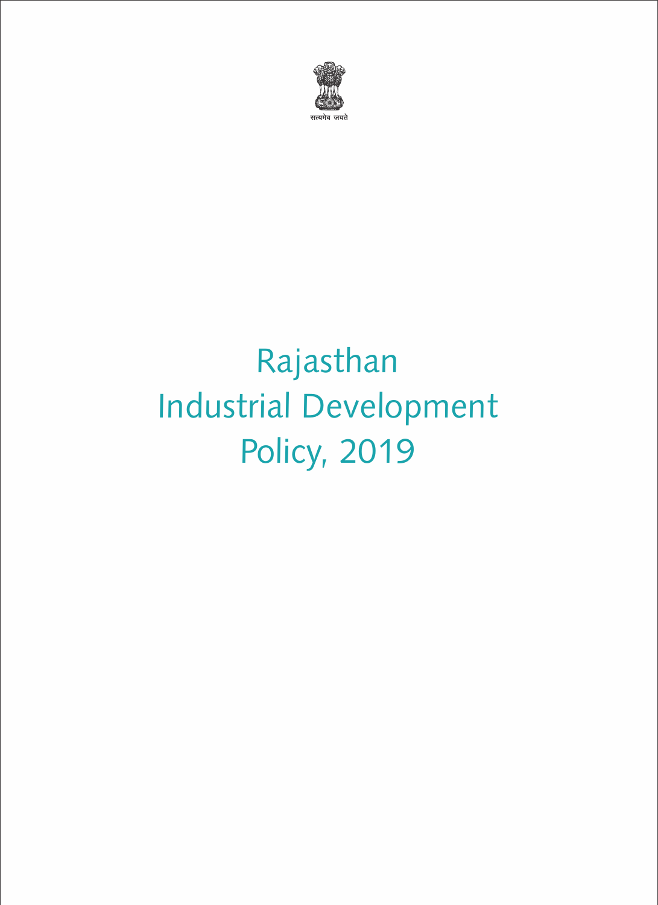सत्यमेव जयते

# Rajasthan Industrial Development Policy, 2019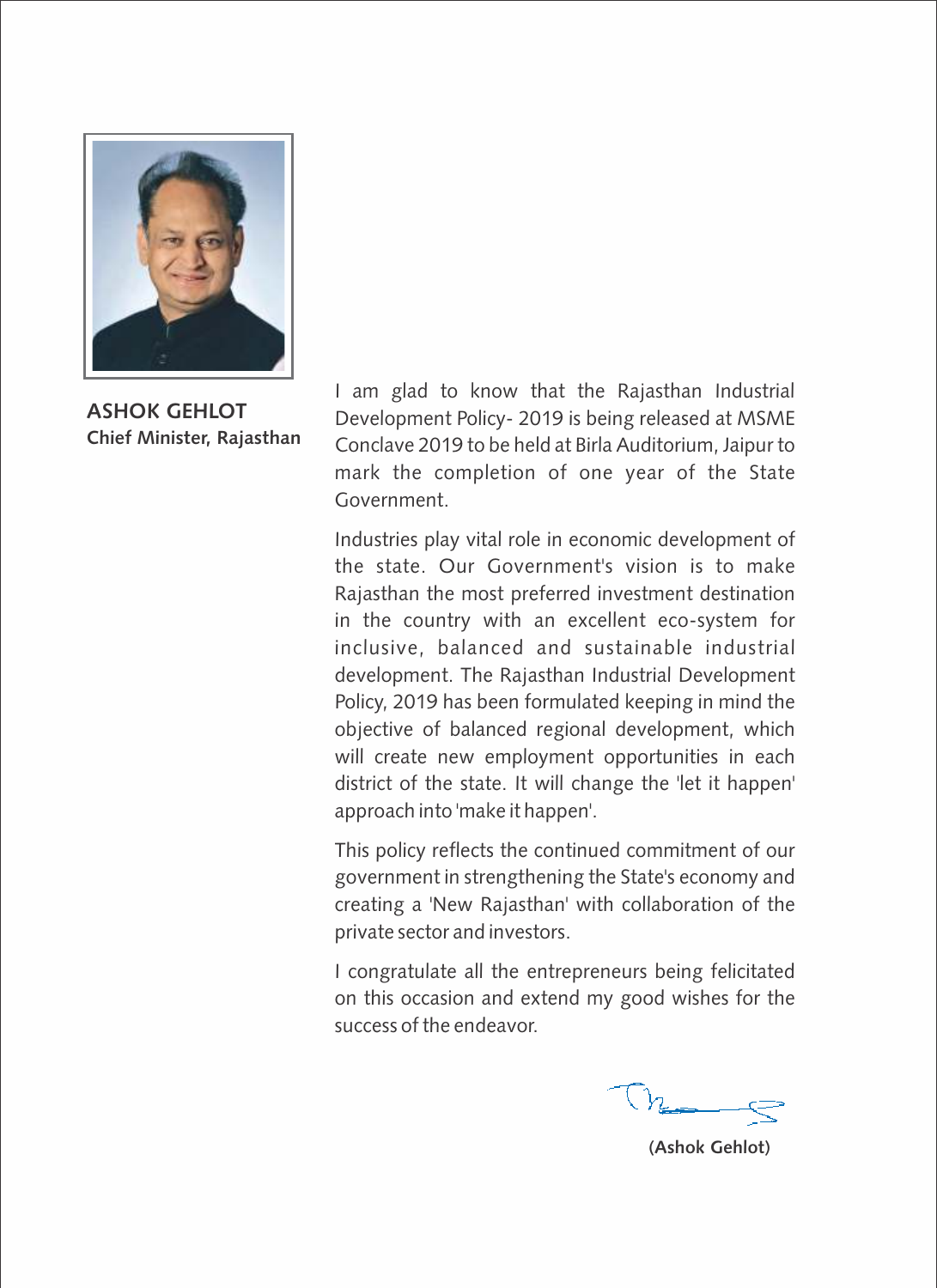**ASHOK GEHLOT**
**Chief Minister, Rajasthan**

I am glad to know that the Rajasthan Industrial Development Policy- 2019 is being released at MSME Conclave 2019 to be held at Birla Auditorium, Jaipur to mark the completion of one year of the State Government.

Industries play vital role in economic development of the state. Our Government's vision is to make Rajasthan the most preferred investment destination in the country with an excellent eco-system for inclusive, balanced and sustainable industrial development. The Rajasthan Industrial Development Policy, 2019 has been formulated keeping in mind the objective of balanced regional development, which will create new employment opportunities in each district of the state. It will change the 'let it happen' approach into 'make it happen'.

This policy reflects the continued commitment of our government in strengthening the State's economy and creating a 'New Rajasthan' with collaboration of the private sector and investors.

I congratulate all the entrepreneurs being felicitated on this occasion and extend my good wishes for the success of the endeavor.

**(Ashok Gehlot)**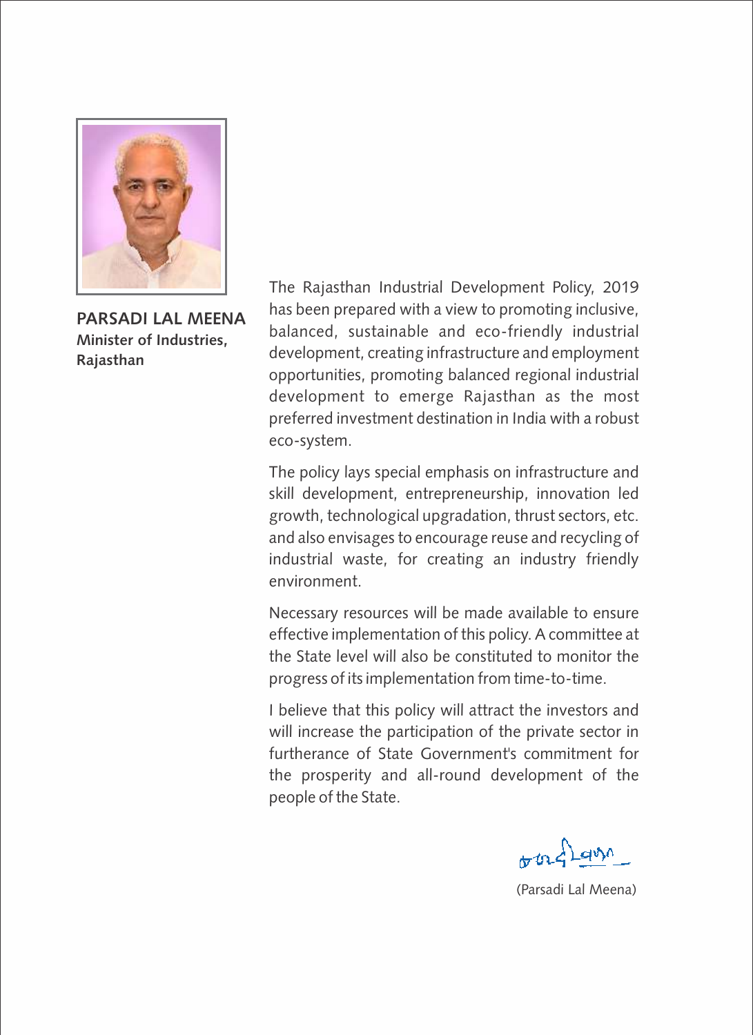**PARSADI LAL MEENA**
**Minister of Industries, Rajasthan**

The Rajasthan Industrial Development Policy, 2019 has been prepared with a view to promoting inclusive, balanced, sustainable and eco-friendly industrial development, creating infrastructure and employment opportunities, promoting balanced regional industrial development to emerge Rajasthan as the most preferred investment destination in India with a robust eco-system.

The policy lays special emphasis on infrastructure and skill development, entrepreneurship, innovation led growth, technological upgradation, thrust sectors, etc. and also envisages to encourage reuse and recycling of industrial waste, for creating an industry friendly environment.

Necessary resources will be made available to ensure effective implementation of this policy. A committee at the State level will also be constituted to monitor the progress of its implementation from time-to-time.

I believe that this policy will attract the investors and will increase the participation of the private sector in furtherance of State Government's commitment for the prosperity and all-round development of the people of the State.

(Parsadi Lal Meena)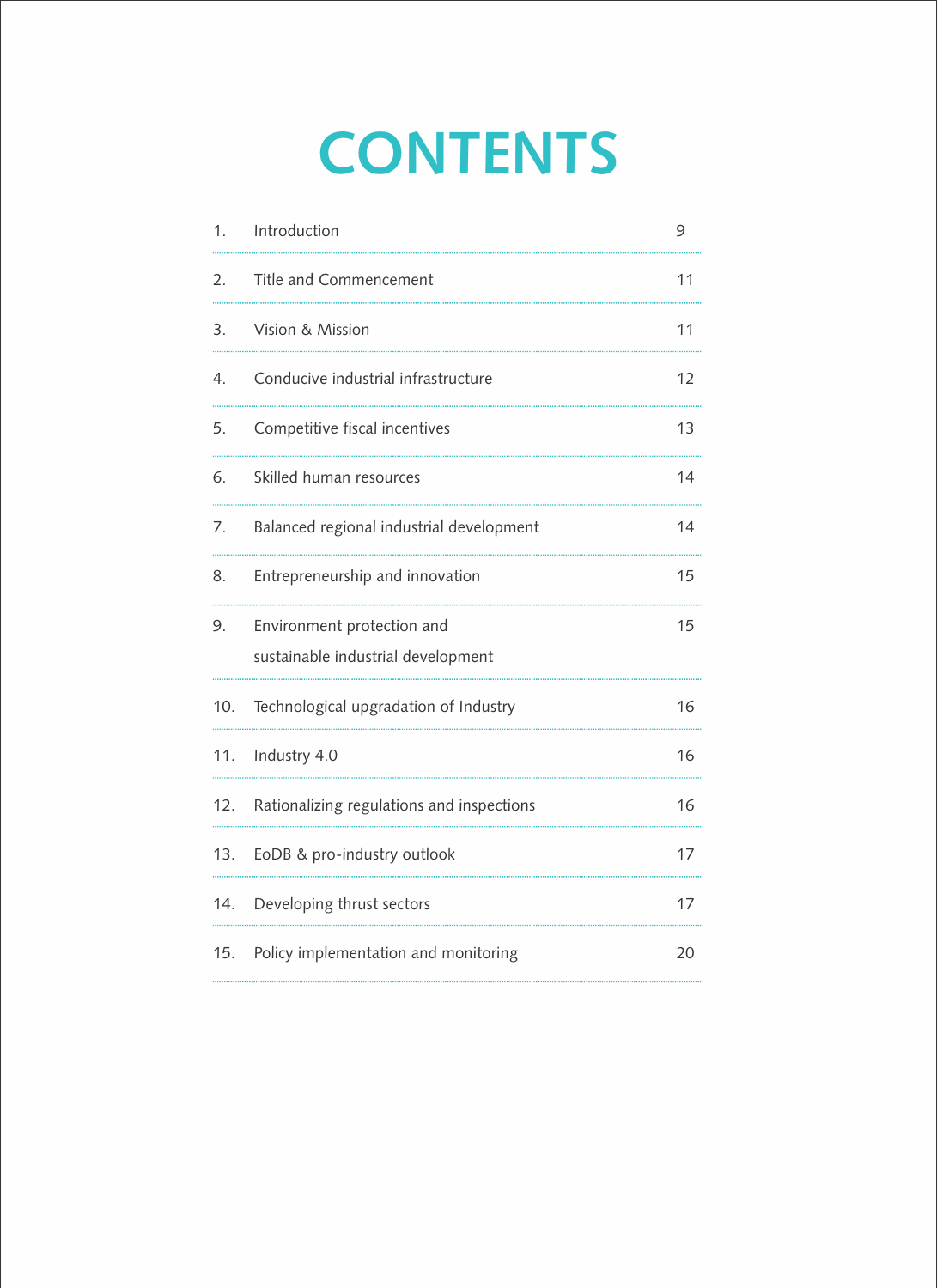# CONTENTS

| | | |
|---|---|---|
| 1. | Introduction | 9 |
| 2. | Title and Commencement | 11 |
| 3. | Vision & Mission | 11 |
| 4. | Conducive industrial infrastructure | 12 |
| 5. | Competitive fiscal incentives | 13 |
| 6. | Skilled human resources | 14 |
| 7. | Balanced regional industrial development | 14 |
| 8. | Entrepreneurship and innovation | 15 |
| 9. | Environment protection and sustainable industrial development | 15 |
| 10. | Technological upgradation of Industry | 16 |
| 11. | Industry 4.0 | 16 |
| 12. | Rationalizing regulations and inspections | 16 |
| 13. | EoDB & pro-industry outlook | 17 |
| 14. | Developing thrust sectors | 17 |
| 15. | Policy implementation and monitoring | 20 |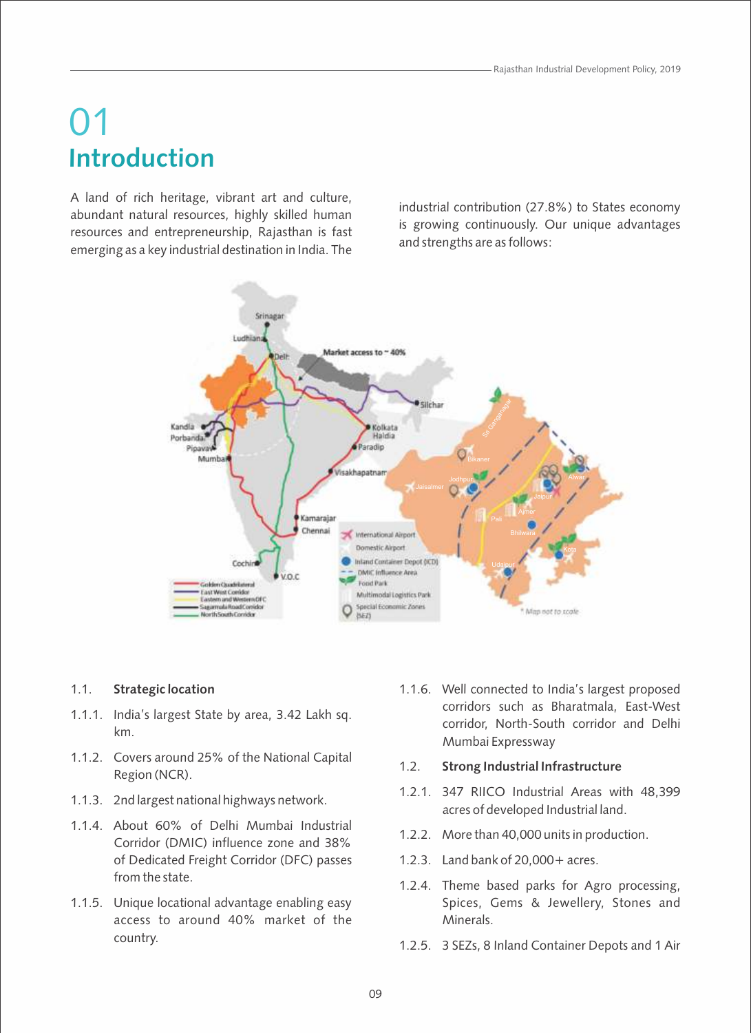# 01 Introduction

A land of rich heritage, vibrant art and culture, abundant natural resources, highly skilled human resources and entrepreneurship, Rajasthan is fast emerging as a key industrial destination in India. The industrial contribution (27.8%) to States economy is growing continuously. Our unique advantages and strengths are as follows:

1.1. **Strategic location**

1.1.1. India's largest State by area, 3.42 Lakh sq. km.

1.1.2. Covers around 25% of the National Capital Region (NCR).

1.1.3. 2nd largest national highways network.

1.1.4. About 60% of Delhi Mumbai Industrial Corridor (DMIC) influence zone and 38% of Dedicated Freight Corridor (DFC) passes from the state.

1.1.5. Unique locational advantage enabling easy access to around 40% market of the country.

1.1.6. Well connected to India's largest proposed corridors such as Bharatmala, East-West corridor, North-South corridor and Delhi Mumbai Expressway

1.2. **Strong Industrial Infrastructure**

1.2.1. 347 RIICO Industrial Areas with 48,399 acres of developed Industrial land.

1.2.2. More than 40,000 units in production.

1.2.3. Land bank of 20,000+ acres.

1.2.4. Theme based parks for Agro processing, Spices, Gems & Jewellery, Stones and Minerals.

1.2.5. 3 SEZs, 8 Inland Container Depots and 1 Air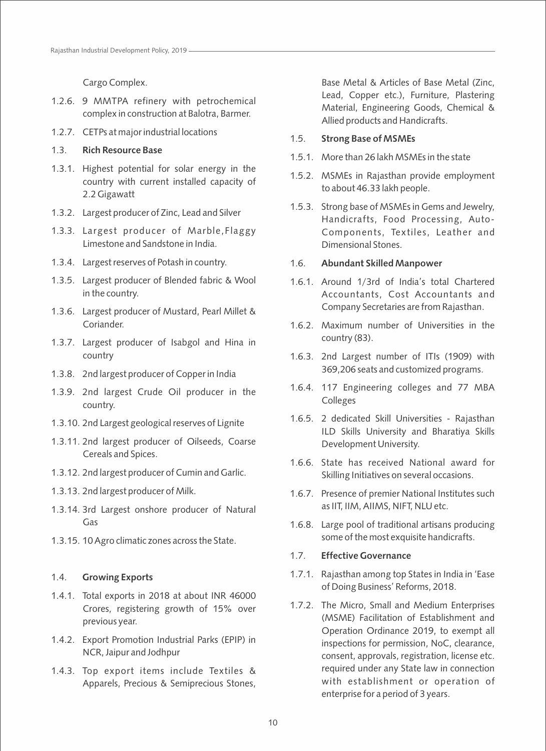Cargo Complex.

1.2.6. 9 MMTPA refinery with petrochemical complex in construction at Balotra, Barmer.

1.2.7. CETPs at major industrial locations

1.3. **Rich Resource Base**

1.3.1. Highest potential for solar energy in the country with current installed capacity of 2.2 Gigawatt

1.3.2. Largest producer of Zinc, Lead and Silver

1.3.3. Largest producer of Marble,Flaggy Limestone and Sandstone in India.

1.3.4. Largest reserves of Potash in country.

1.3.5. Largest producer of Blended fabric & Wool in the country.

1.3.6. Largest producer of Mustard, Pearl Millet & Coriander.

1.3.7. Largest producer of Isabgol and Hina in country

1.3.8. 2nd largest producer of Copper in India

1.3.9. 2nd largest Crude Oil producer in the country.

1.3.10. 2nd Largest geological reserves of Lignite

1.3.11. 2nd largest producer of Oilseeds, Coarse Cereals and Spices.

1.3.12. 2nd largest producer of Cumin and Garlic.

1.3.13. 2nd largest producer of Milk.

1.3.14. 3rd Largest onshore producer of Natural Gas

1.3.15. 10 Agro climatic zones across the State.

1.4. **Growing Exports**

1.4.1. Total exports in 2018 at about INR 46000 Crores, registering growth of 15% over previous year.

1.4.2. Export Promotion Industrial Parks (EPIP) in NCR, Jaipur and Jodhpur

1.4.3. Top export items include Textiles & Apparels, Precious & Semiprecious Stones, Base Metal & Articles of Base Metal (Zinc, Lead, Copper etc.), Furniture, Plastering Material, Engineering Goods, Chemical & Allied products and Handicrafts.

1.5. **Strong Base of MSMEs**

1.5.1. More than 26 lakh MSMEs in the state

1.5.2. MSMEs in Rajasthan provide employment to about 46.33 lakh people.

1.5.3. Strong base of MSMEs in Gems and Jewelry, Handicrafts, Food Processing, Auto-Components, Textiles, Leather and Dimensional Stones.

1.6. **Abundant Skilled Manpower**

1.6.1. Around 1/3rd of India's total Chartered Accountants, Cost Accountants and Company Secretaries are from Rajasthan.

1.6.2. Maximum number of Universities in the country (83).

1.6.3. 2nd Largest number of ITIs (1909) with 369,206 seats and customized programs.

1.6.4. 117 Engineering colleges and 77 MBA Colleges

1.6.5. 2 dedicated Skill Universities - Rajasthan ILD Skills University and Bharatiya Skills Development University.

1.6.6. State has received National award for Skilling Initiatives on several occasions.

1.6.7. Presence of premier National Institutes such as IIT, IIM, AIIMS, NIFT, NLU etc.

1.6.8. Large pool of traditional artisans producing some of the most exquisite handicrafts.

1.7. **Effective Governance**

1.7.1. Rajasthan among top States in India in 'Ease of Doing Business' Reforms, 2018.

1.7.2. The Micro, Small and Medium Enterprises (MSME) Facilitation of Establishment and Operation Ordinance 2019, to exempt all inspections for permission, NoC, clearance, consent, approvals, registration, license etc. required under any State law in connection with establishment or operation of enterprise for a period of 3 years.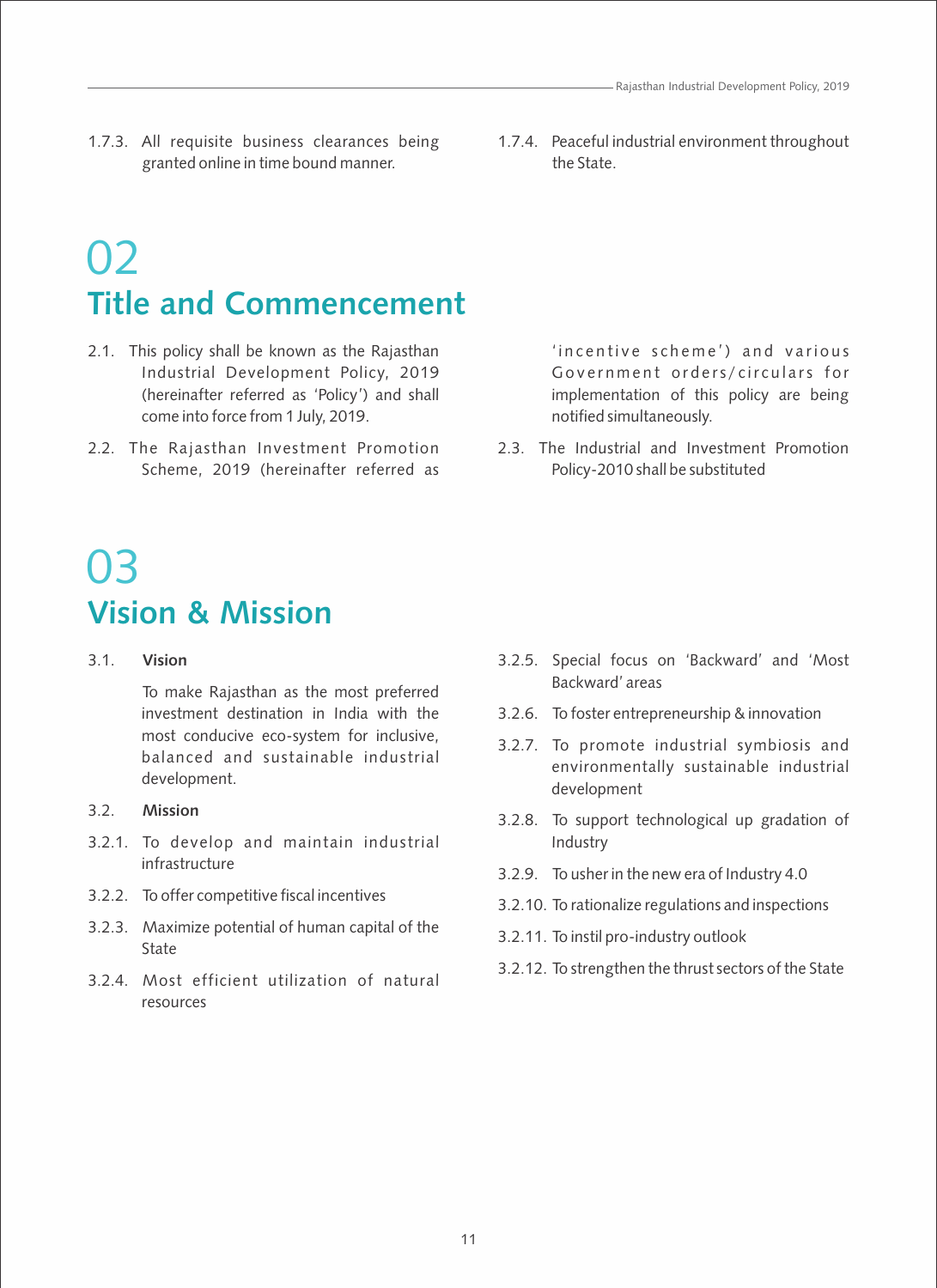1.7.3. All requisite business clearances being granted online in time bound manner.

1.7.4. Peaceful industrial environment throughout the State.

# 02 Title and Commencement

2.1. This policy shall be known as the Rajasthan Industrial Development Policy, 2019 (hereinafter referred as 'Policy') and shall come into force from 1 July, 2019.

2.2. The Rajasthan Investment Promotion Scheme, 2019 (hereinafter referred as 'incentive scheme') and various Government orders/circulars for implementation of this policy are being notified simultaneously.

2.3. The Industrial and Investment Promotion Policy-2010 shall be substituted

# 03 Vision & Mission

3.1. **Vision**

To make Rajasthan as the most preferred investment destination in India with the most conducive eco-system for inclusive, balanced and sustainable industrial development.

3.2. **Mission**

3.2.1. To develop and maintain industrial infrastructure

3.2.2. To offer competitive fiscal incentives

3.2.3. Maximize potential of human capital of the State

3.2.4. Most efficient utilization of natural resources

3.2.5. Special focus on 'Backward' and 'Most Backward' areas

3.2.6. To foster entrepreneurship & innovation

3.2.7. To promote industrial symbiosis and environmentally sustainable industrial development

3.2.8. To support technological up gradation of Industry

3.2.9. To usher in the new era of Industry 4.0

3.2.10. To rationalize regulations and inspections

3.2.11. To instil pro-industry outlook

3.2.12. To strengthen the thrust sectors of the State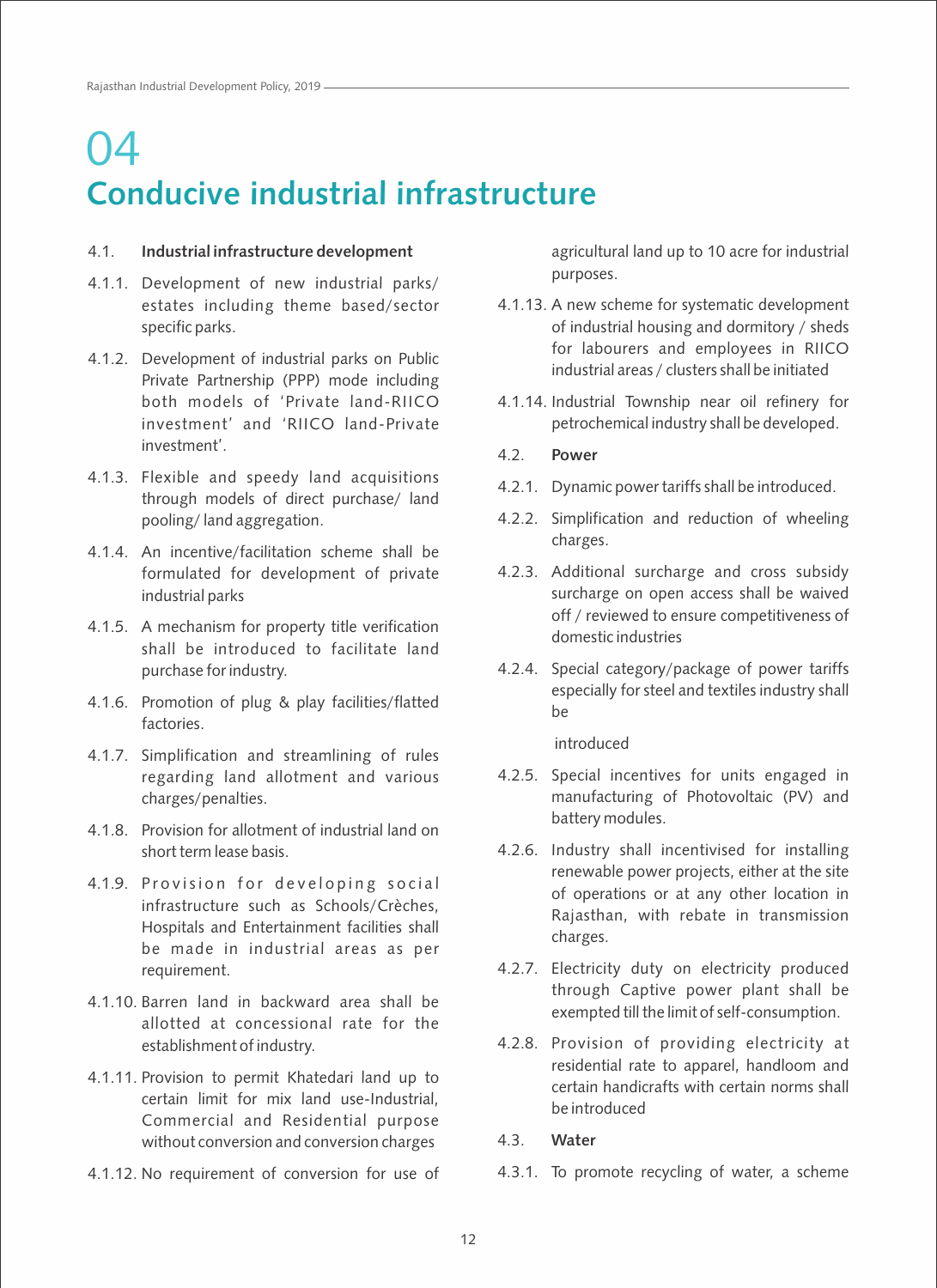# 04
# Conducive industrial infrastructure

4.1. **Industrial infrastructure development**

4.1.1. Development of new industrial parks/ estates including theme based/sector specific parks.

4.1.2. Development of industrial parks on Public Private Partnership (PPP) mode including both models of 'Private land-RIICO investment' and 'RIICO land-Private investment'.

4.1.3. Flexible and speedy land acquisitions through models of direct purchase/ land pooling/ land aggregation.

4.1.4. An incentive/facilitation scheme shall be formulated for development of private industrial parks

4.1.5. A mechanism for property title verification shall be introduced to facilitate land purchase for industry.

4.1.6. Promotion of plug & play facilities/flatted factories.

4.1.7. Simplification and streamlining of rules regarding land allotment and various charges/penalties.

4.1.8. Provision for allotment of industrial land on short term lease basis.

4.1.9. Provision for developing social infrastructure such as Schools/Crèches, Hospitals and Entertainment facilities shall be made in industrial areas as per requirement.

4.1.10. Barren land in backward area shall be allotted at concessional rate for the establishment of industry.

4.1.11. Provision to permit Khatedari land up to certain limit for mix land use-Industrial, Commercial and Residential purpose without conversion and conversion charges

4.1.12. No requirement of conversion for use of agricultural land up to 10 acre for industrial purposes.

4.1.13. A new scheme for systematic development of industrial housing and dormitory / sheds for labourers and employees in RIICO industrial areas / clusters shall be initiated

4.1.14. Industrial Township near oil refinery for petrochemical industry shall be developed.

4.2. **Power**

4.2.1. Dynamic power tariffs shall be introduced.

4.2.2. Simplification and reduction of wheeling charges.

4.2.3. Additional surcharge and cross subsidy surcharge on open access shall be waived off / reviewed to ensure competitiveness of domestic industries

4.2.4. Special category/package of power tariffs especially for steel and textiles industry shall be

introduced

4.2.5. Special incentives for units engaged in manufacturing of Photovoltaic (PV) and battery modules.

4.2.6. Industry shall incentivised for installing renewable power projects, either at the site of operations or at any other location in Rajasthan, with rebate in transmission charges.

4.2.7. Electricity duty on electricity produced through Captive power plant shall be exempted till the limit of self-consumption.

4.2.8. Provision of providing electricity at residential rate to apparel, handloom and certain handicrafts with certain norms shall be introduced

4.3. **Water**

4.3.1. To promote recycling of water, a scheme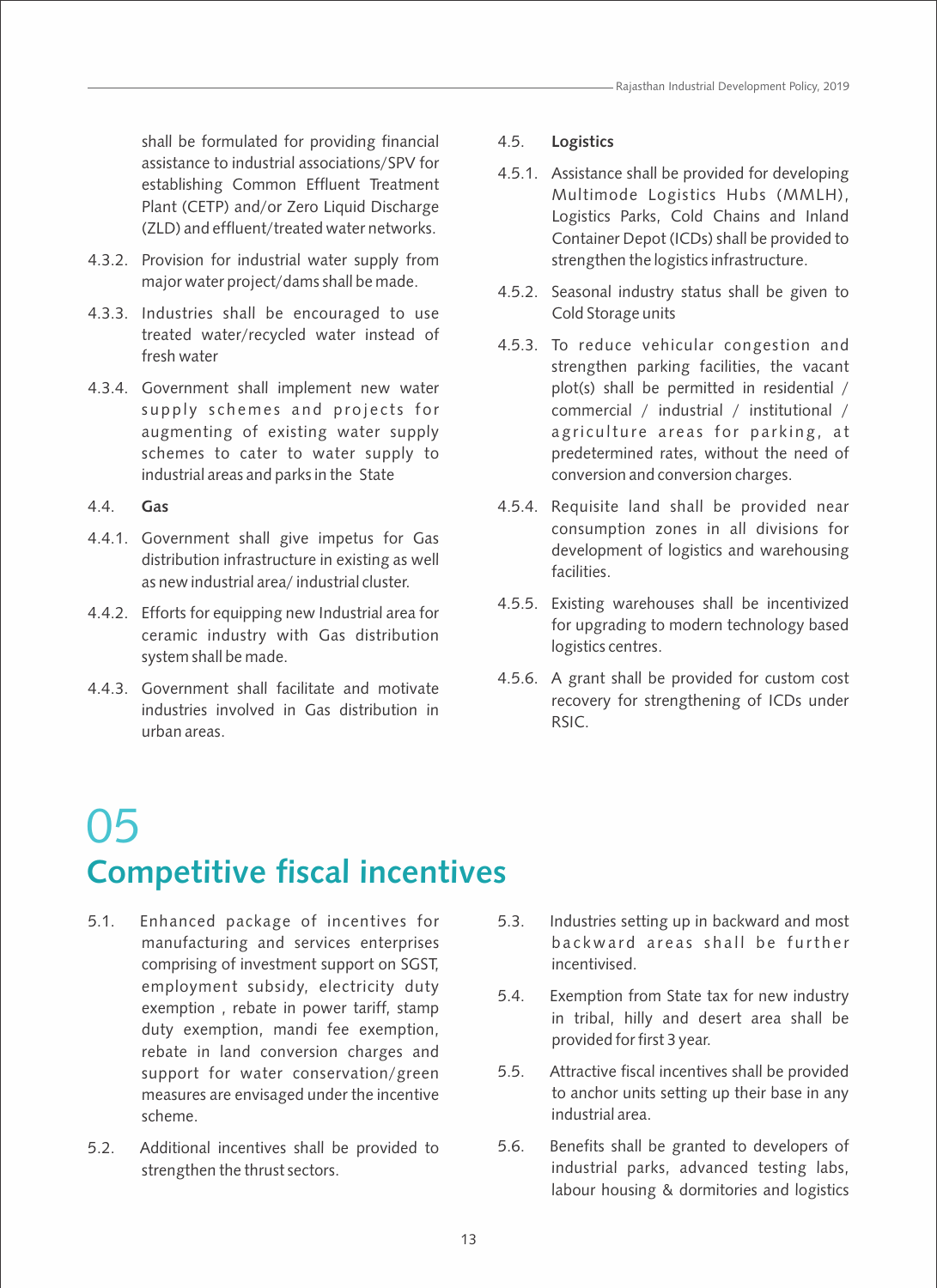shall be formulated for providing financial assistance to industrial associations/SPV for establishing Common Effluent Treatment Plant (CETP) and/or Zero Liquid Discharge (ZLD) and effluent/treated water networks.

4.3.2. Provision for industrial water supply from major water project/dams shall be made.

4.3.3. Industries shall be encouraged to use treated water/recycled water instead of fresh water

4.3.4. Government shall implement new water supply schemes and projects for augmenting of existing water supply schemes to cater to water supply to industrial areas and parks in the State

4.4. **Gas**

4.4.1. Government shall give impetus for Gas distribution infrastructure in existing as well as new industrial area/ industrial cluster.

4.4.2. Efforts for equipping new Industrial area for ceramic industry with Gas distribution system shall be made.

4.4.3. Government shall facilitate and motivate industries involved in Gas distribution in urban areas.

4.5. **Logistics**

4.5.1. Assistance shall be provided for developing Multimode Logistics Hubs (MMLH), Logistics Parks, Cold Chains and Inland Container Depot (ICDs) shall be provided to strengthen the logistics infrastructure.

4.5.2. Seasonal industry status shall be given to Cold Storage units

4.5.3. To reduce vehicular congestion and strengthen parking facilities, the vacant plot(s) shall be permitted in residential / commercial / industrial / institutional / agriculture areas for parking, at predetermined rates, without the need of conversion and conversion charges.

4.5.4. Requisite land shall be provided near consumption zones in all divisions for development of logistics and warehousing facilities.

4.5.5. Existing warehouses shall be incentivized for upgrading to modern technology based logistics centres.

4.5.6. A grant shall be provided for custom cost recovery for strengthening of ICDs under RSIC.

# 05
# Competitive fiscal incentives

5.1. Enhanced package of incentives for manufacturing and services enterprises comprising of investment support on SGST, employment subsidy, electricity duty exemption , rebate in power tariff, stamp duty exemption, mandi fee exemption, rebate in land conversion charges and support for water conservation/green measures are envisaged under the incentive scheme.

5.2. Additional incentives shall be provided to strengthen the thrust sectors.

5.3. Industries setting up in backward and most backward areas shall be further incentivised.

5.4. Exemption from State tax for new industry in tribal, hilly and desert area shall be provided for first 3 year.

5.5. Attractive fiscal incentives shall be provided to anchor units setting up their base in any industrial area.

5.6. Benefits shall be granted to developers of industrial parks, advanced testing labs, labour housing & dormitories and logistics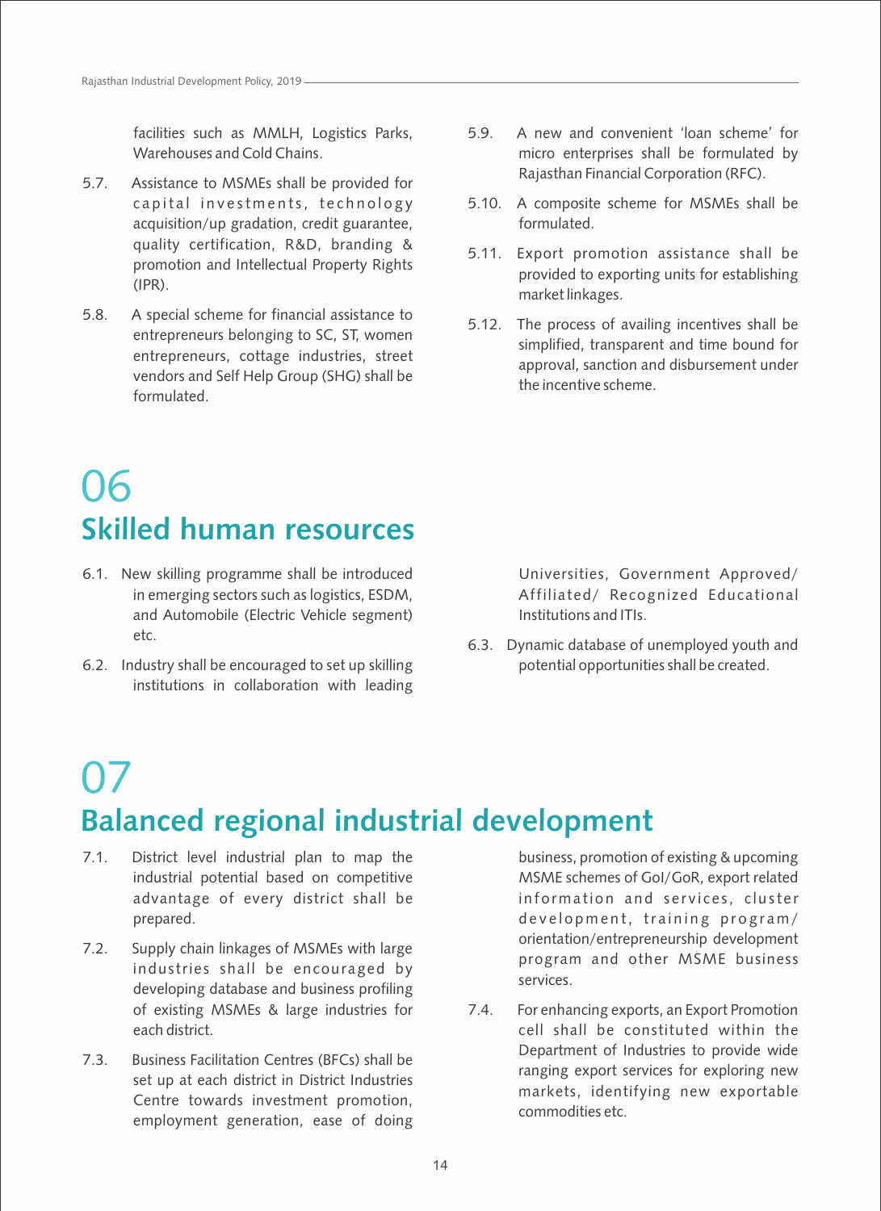facilities such as MMLH, Logistics Parks, Warehouses and Cold Chains.

5.7. Assistance to MSMEs shall be provided for capital investments, technology acquisition/up gradation, credit guarantee, quality certification, R&D, branding & promotion and Intellectual Property Rights (IPR).

5.8. A special scheme for financial assistance to entrepreneurs belonging to SC, ST, women entrepreneurs, cottage industries, street vendors and Self Help Group (SHG) shall be formulated.

5.9. A new and convenient 'loan scheme' for micro enterprises shall be formulated by Rajasthan Financial Corporation (RFC).

5.10. A composite scheme for MSMEs shall be formulated.

5.11. Export promotion assistance shall be provided to exporting units for establishing market linkages.

5.12. The process of availing incentives shall be simplified, transparent and time bound for approval, sanction and disbursement under the incentive scheme.

# 06 Skilled human resources

6.1. New skilling programme shall be introduced in emerging sectors such as logistics, ESDM, and Automobile (Electric Vehicle segment) etc.

6.2. Industry shall be encouraged to set up skilling institutions in collaboration with leading Universities, Government Approved/ Affiliated/ Recognized Educational Institutions and ITIs.

6.3. Dynamic database of unemployed youth and potential opportunities shall be created.

# 07 Balanced regional industrial development

7.1. District level industrial plan to map the industrial potential based on competitive advantage of every district shall be prepared.

7.2. Supply chain linkages of MSMEs with large industries shall be encouraged by developing database and business profiling of existing MSMEs & large industries for each district.

7.3. Business Facilitation Centres (BFCs) shall be set up at each district in District Industries Centre towards investment promotion, employment generation, ease of doing business, promotion of existing & upcoming MSME schemes of GoI/GoR, export related information and services, cluster development, training program/ orientation/entrepreneurship development program and other MSME business services.

7.4. For enhancing exports, an Export Promotion cell shall be constituted within the Department of Industries to provide wide ranging export services for exploring new markets, identifying new exportable commodities etc.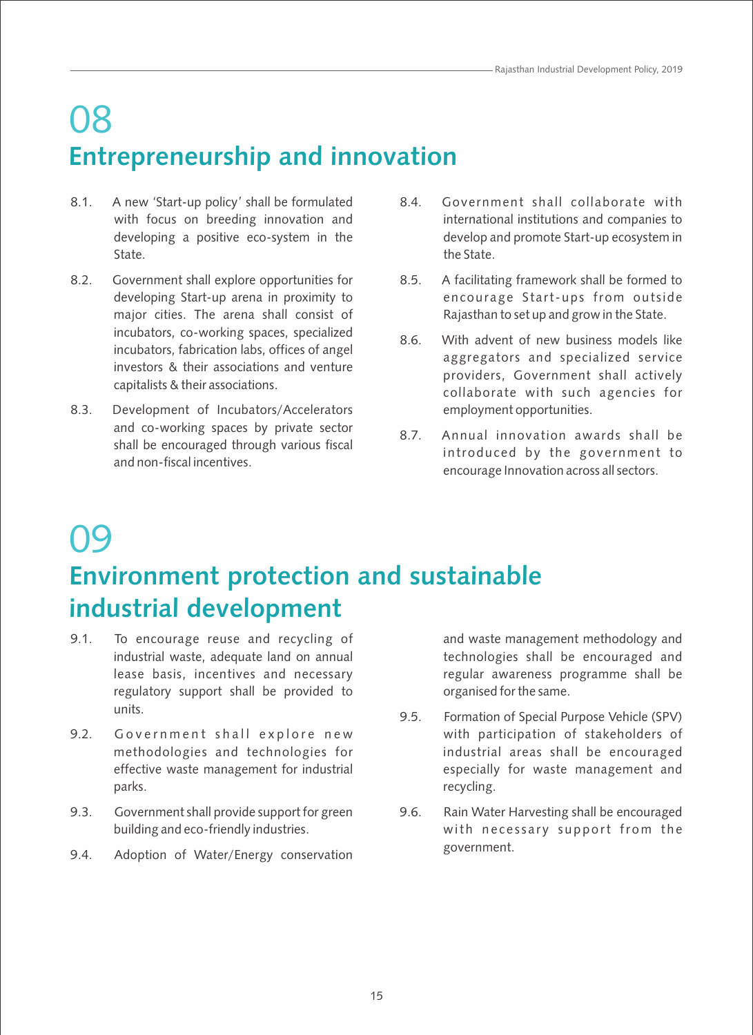# 08
## Entrepreneurship and innovation

8.1. A new 'Start-up policy' shall be formulated with focus on breeding innovation and developing a positive eco-system in the State.

8.2. Government shall explore opportunities for developing Start-up arena in proximity to major cities. The arena shall consist of incubators, co-working spaces, specialized incubators, fabrication labs, offices of angel investors & their associations and venture capitalists & their associations.

8.3. Development of Incubators/Accelerators and co-working spaces by private sector shall be encouraged through various fiscal and non-fiscal incentives.

8.4. Government shall collaborate with international institutions and companies to develop and promote Start-up ecosystem in the State.

8.5. A facilitating framework shall be formed to encourage Start-ups from outside Rajasthan to set up and grow in the State.

8.6. With advent of new business models like aggregators and specialized service providers, Government shall actively collaborate with such agencies for employment opportunities.

8.7. Annual innovation awards shall be introduced by the government to encourage Innovation across all sectors.

# 09
## Environment protection and sustainable industrial development

9.1. To encourage reuse and recycling of industrial waste, adequate land on annual lease basis, incentives and necessary regulatory support shall be provided to units.

9.2. Government shall explore new methodologies and technologies for effective waste management for industrial parks.

9.3. Government shall provide support for green building and eco-friendly industries.

9.4. Adoption of Water/Energy conservation and waste management methodology and technologies shall be encouraged and regular awareness programme shall be organised for the same.

9.5. Formation of Special Purpose Vehicle (SPV) with participation of stakeholders of industrial areas shall be encouraged especially for waste management and recycling.

9.6. Rain Water Harvesting shall be encouraged with necessary support from the government.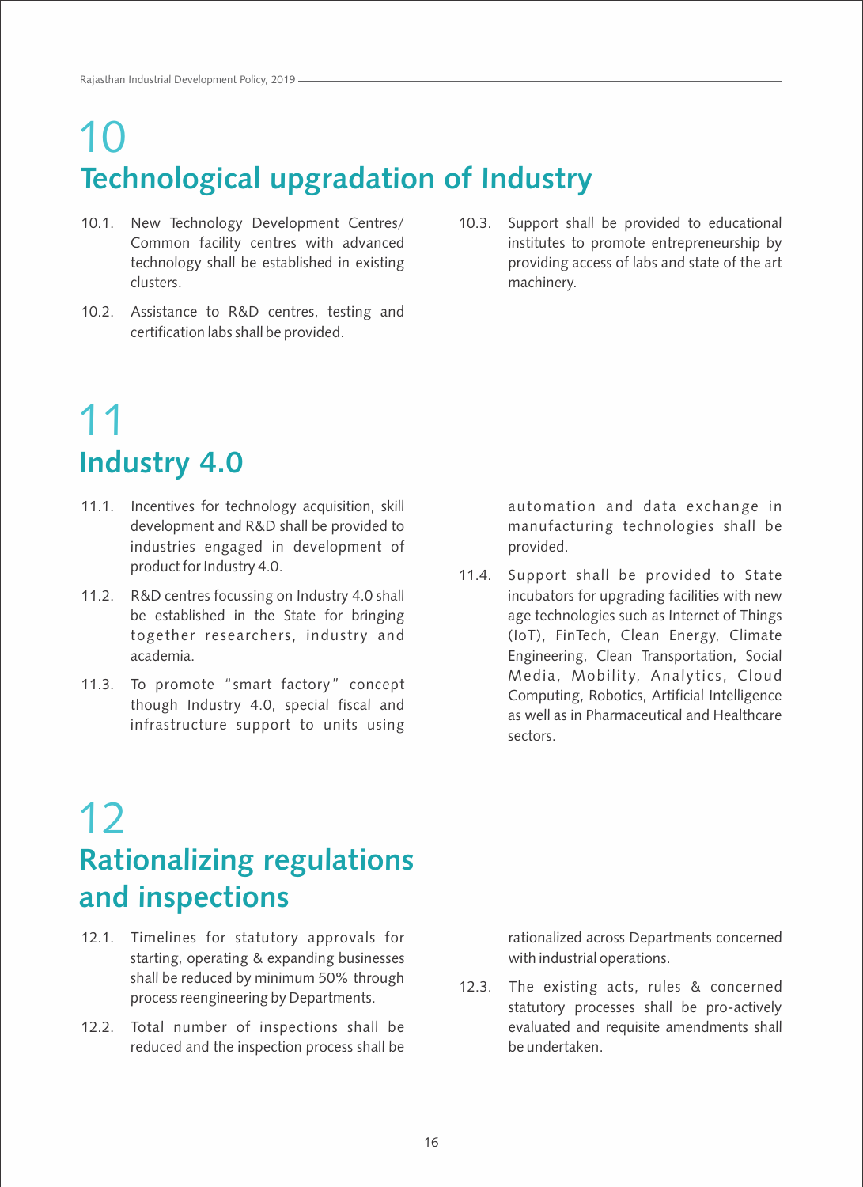# 10 Technological upgradation of Industry

10.1. New Technology Development Centres/ Common facility centres with advanced technology shall be established in existing clusters.

10.2. Assistance to R&D centres, testing and certification labs shall be provided.

10.3. Support shall be provided to educational institutes to promote entrepreneurship by providing access of labs and state of the art machinery.

# 11 Industry 4.0

11.1. Incentives for technology acquisition, skill development and R&D shall be provided to industries engaged in development of product for Industry 4.0.

11.2. R&D centres focussing on Industry 4.0 shall be established in the State for bringing together researchers, industry and academia.

11.3. To promote "smart factory" concept though Industry 4.0, special fiscal and infrastructure support to units using automation and data exchange in manufacturing technologies shall be provided.

11.4. Support shall be provided to State incubators for upgrading facilities with new age technologies such as Internet of Things (IoT), FinTech, Clean Energy, Climate Engineering, Clean Transportation, Social Media, Mobility, Analytics, Cloud Computing, Robotics, Artificial Intelligence as well as in Pharmaceutical and Healthcare sectors.

# 12 Rationalizing regulations and inspections

12.1. Timelines for statutory approvals for starting, operating & expanding businesses shall be reduced by minimum 50% through process reengineering by Departments.

12.2. Total number of inspections shall be reduced and the inspection process shall be rationalized across Departments concerned with industrial operations.

12.3. The existing acts, rules & concerned statutory processes shall be pro-actively evaluated and requisite amendments shall be undertaken.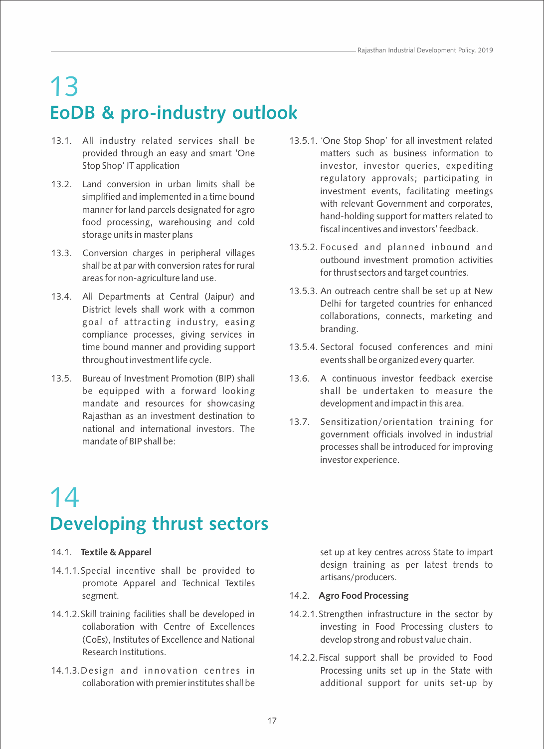# 13
## EoDB & pro-industry outlook

13.1. All industry related services shall be provided through an easy and smart 'One Stop Shop' IT application

13.2. Land conversion in urban limits shall be simplified and implemented in a time bound manner for land parcels designated for agro food processing, warehousing and cold storage units in master plans

13.3. Conversion charges in peripheral villages shall be at par with conversion rates for rural areas for non-agriculture land use.

13.4. All Departments at Central (Jaipur) and District levels shall work with a common goal of attracting industry, easing compliance processes, giving services in time bound manner and providing support throughout investment life cycle.

13.5. Bureau of Investment Promotion (BIP) shall be equipped with a forward looking mandate and resources for showcasing Rajasthan as an investment destination to national and international investors. The mandate of BIP shall be:

13.5.1. 'One Stop Shop' for all investment related matters such as business information to investor, investor queries, expediting regulatory approvals; participating in investment events, facilitating meetings with relevant Government and corporates, hand-holding support for matters related to fiscal incentives and investors' feedback.

13.5.2. Focused and planned inbound and outbound investment promotion activities for thrust sectors and target countries.

13.5.3. An outreach centre shall be set up at New Delhi for targeted countries for enhanced collaborations, connects, marketing and branding.

13.5.4. Sectoral focused conferences and mini events shall be organized every quarter.

13.6. A continuous investor feedback exercise shall be undertaken to measure the development and impact in this area.

13.7. Sensitization/orientation training for government officials involved in industrial processes shall be introduced for improving investor experience.

# 14
## Developing thrust sectors

14.1. **Textile & Apparel**

14.1.1. Special incentive shall be provided to promote Apparel and Technical Textiles segment.

14.1.2. Skill training facilities shall be developed in collaboration with Centre of Excellences (CoEs), Institutes of Excellence and National Research Institutions.

14.1.3. Design and innovation centres in collaboration with premier institutes shall be set up at key centres across State to impart design training as per latest trends to artisans/producers.

14.2. **Agro Food Processing**

14.2.1. Strengthen infrastructure in the sector by investing in Food Processing clusters to develop strong and robust value chain.

14.2.2. Fiscal support shall be provided to Food Processing units set up in the State with additional support for units set-up by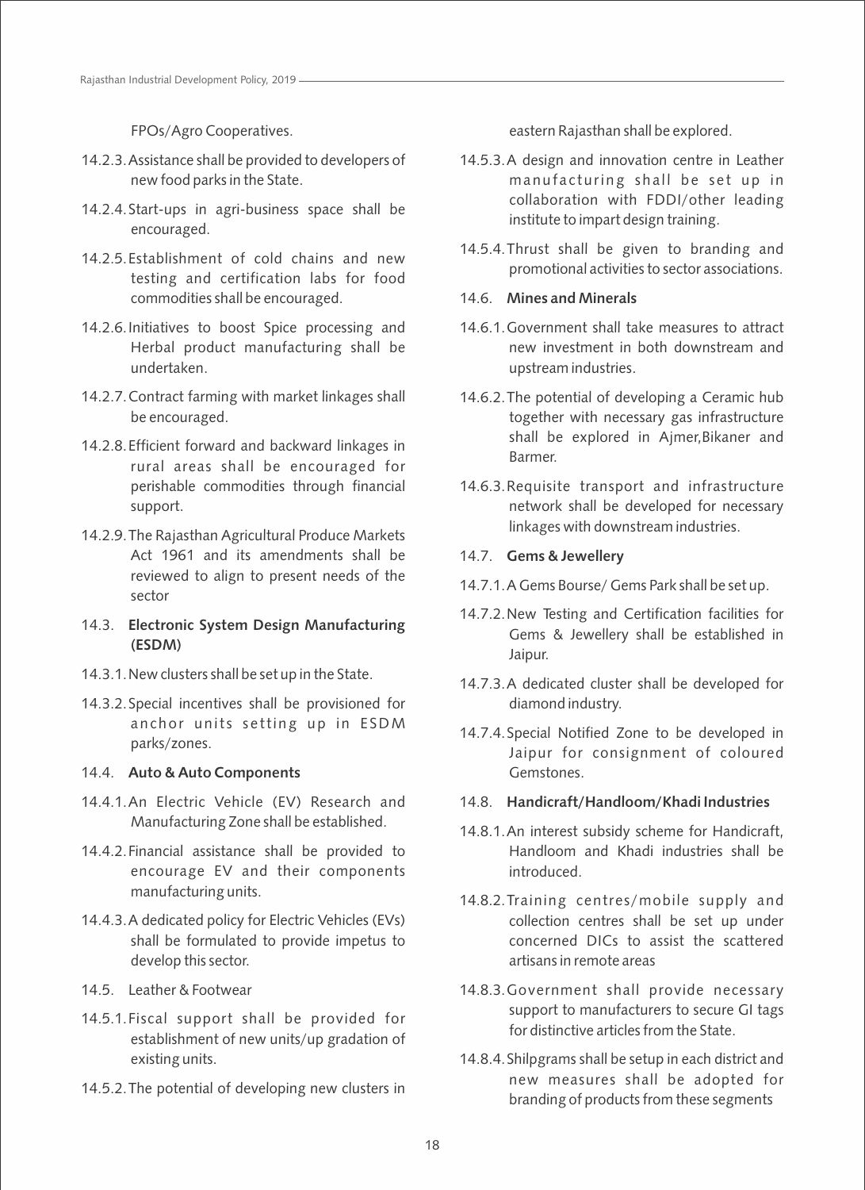FPOs/Agro Cooperatives.

14.2.3. Assistance shall be provided to developers of new food parks in the State.

14.2.4. Start-ups in agri-business space shall be encouraged.

14.2.5. Establishment of cold chains and new testing and certification labs for food commodities shall be encouraged.

14.2.6. Initiatives to boost Spice processing and Herbal product manufacturing shall be undertaken.

14.2.7. Contract farming with market linkages shall be encouraged.

14.2.8. Efficient forward and backward linkages in rural areas shall be encouraged for perishable commodities through financial support.

14.2.9. The Rajasthan Agricultural Produce Markets Act 1961 and its amendments shall be reviewed to align to present needs of the sector

### 14.3. Electronic System Design Manufacturing (ESDM)

14.3.1. New clusters shall be set up in the State.

14.3.2. Special incentives shall be provisioned for anchor units setting up in ESDM parks/zones.

### 14.4. Auto & Auto Components

14.4.1. An Electric Vehicle (EV) Research and Manufacturing Zone shall be established.

14.4.2. Financial assistance shall be provided to encourage EV and their components manufacturing units.

14.4.3. A dedicated policy for Electric Vehicles (EVs) shall be formulated to provide impetus to develop this sector.

### 14.5. Leather & Footwear

14.5.1. Fiscal support shall be provided for establishment of new units/up gradation of existing units.

14.5.2. The potential of developing new clusters in eastern Rajasthan shall be explored.

14.5.3. A design and innovation centre in Leather manufacturing shall be set up in collaboration with FDDI/other leading institute to impart design training.

14.5.4. Thrust shall be given to branding and promotional activities to sector associations.

### 14.6. Mines and Minerals

14.6.1. Government shall take measures to attract new investment in both downstream and upstream industries.

14.6.2. The potential of developing a Ceramic hub together with necessary gas infrastructure shall be explored in Ajmer,Bikaner and Barmer.

14.6.3. Requisite transport and infrastructure network shall be developed for necessary linkages with downstream industries.

### 14.7. Gems & Jewellery

14.7.1. A Gems Bourse/ Gems Park shall be set up.

14.7.2. New Testing and Certification facilities for Gems & Jewellery shall be established in Jaipur.

14.7.3. A dedicated cluster shall be developed for diamond industry.

14.7.4. Special Notified Zone to be developed in Jaipur for consignment of coloured Gemstones.

### 14.8. Handicraft/Handloom/Khadi Industries

14.8.1. An interest subsidy scheme for Handicraft, Handloom and Khadi industries shall be introduced.

14.8.2. Training centres/mobile supply and collection centres shall be set up under concerned DICs to assist the scattered artisans in remote areas

14.8.3. Government shall provide necessary support to manufacturers to secure GI tags for distinctive articles from the State.

14.8.4. Shilpgrams shall be setup in each district and new measures shall be adopted for branding of products from these segments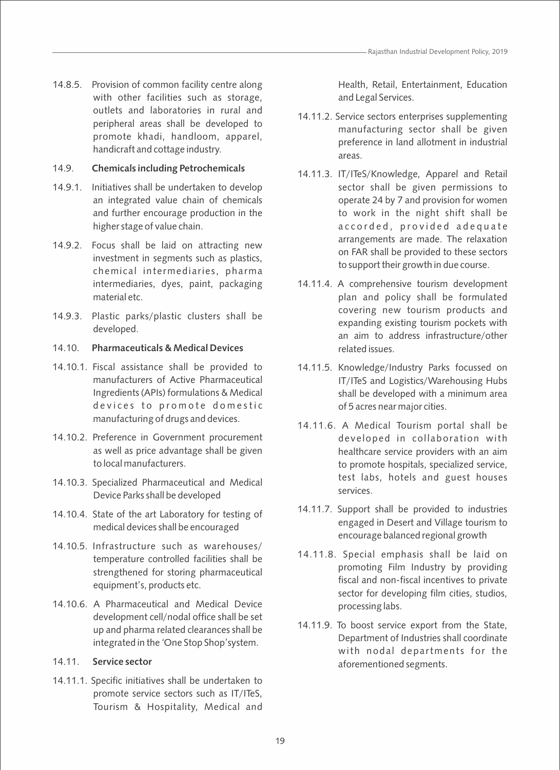14.8.5. Provision of common facility centre along with other facilities such as storage, outlets and laboratories in rural and peripheral areas shall be developed to promote khadi, handloom, apparel, handicraft and cottage industry.

14.9. **Chemicals including Petrochemicals**

14.9.1. Initiatives shall be undertaken to develop an integrated value chain of chemicals and further encourage production in the higher stage of value chain.

14.9.2. Focus shall be laid on attracting new investment in segments such as plastics, chemical intermediaries, pharma intermediaries, dyes, paint, packaging material etc.

14.9.3. Plastic parks/plastic clusters shall be developed.

14.10. **Pharmaceuticals & Medical Devices**

14.10.1. Fiscal assistance shall be provided to manufacturers of Active Pharmaceutical Ingredients (APIs) formulations & Medical devices to promote domestic manufacturing of drugs and devices.

14.10.2. Preference in Government procurement as well as price advantage shall be given to local manufacturers.

14.10.3. Specialized Pharmaceutical and Medical Device Parks shall be developed

14.10.4. State of the art Laboratory for testing of medical devices shall be encouraged

14.10.5. Infrastructure such as warehouses/ temperature controlled facilities shall be strengthened for storing pharmaceutical equipment's, products etc.

14.10.6. A Pharmaceutical and Medical Device development cell/nodal office shall be set up and pharma related clearances shall be integrated in the 'One Stop Shop' system.

14.11. **Service sector**

14.11.1. Specific initiatives shall be undertaken to promote service sectors such as IT/ITeS, Tourism & Hospitality, Medical and Health, Retail, Entertainment, Education and Legal Services.

14.11.2. Service sectors enterprises supplementing manufacturing sector shall be given preference in land allotment in industrial areas.

14.11.3. IT/ITeS/Knowledge, Apparel and Retail sector shall be given permissions to operate 24 by 7 and provision for women to work in the night shift shall be accorded, provided adequate arrangements are made. The relaxation on FAR shall be provided to these sectors to support their growth in due course.

14.11.4. A comprehensive tourism development plan and policy shall be formulated covering new tourism products and expanding existing tourism pockets with an aim to address infrastructure/other related issues.

14.11.5. Knowledge/Industry Parks focussed on IT/ITeS and Logistics/Warehousing Hubs shall be developed with a minimum area of 5 acres near major cities.

14.11.6. A Medical Tourism portal shall be developed in collaboration with healthcare service providers with an aim to promote hospitals, specialized service, test labs, hotels and guest houses services.

14.11.7. Support shall be provided to industries engaged in Desert and Village tourism to encourage balanced regional growth

14.11.8. Special emphasis shall be laid on promoting Film Industry by providing fiscal and non-fiscal incentives to private sector for developing film cities, studios, processing labs.

14.11.9. To boost service export from the State, Department of Industries shall coordinate with nodal departments for the aforementioned segments.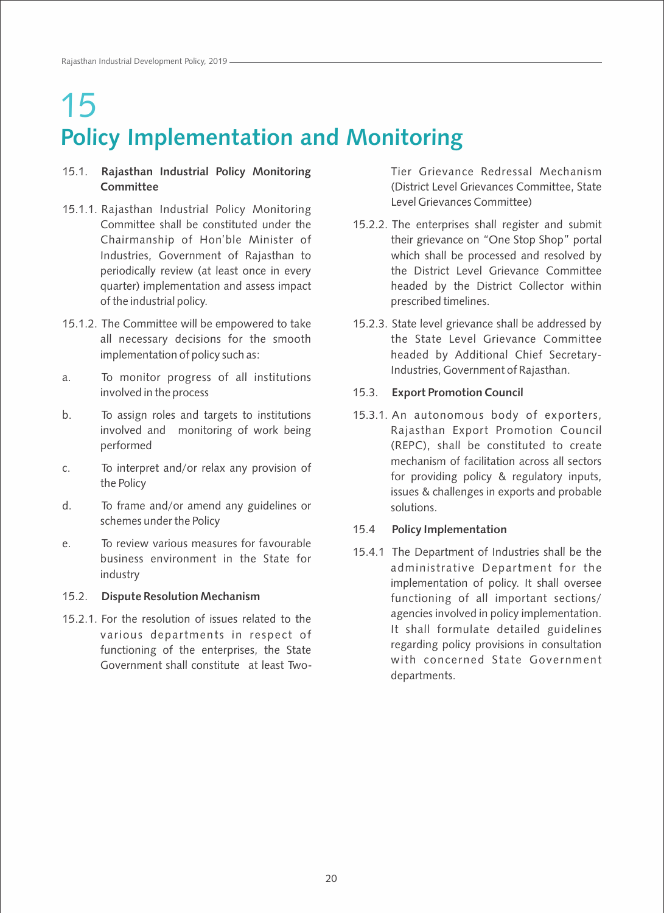# 15
# Policy Implementation and Monitoring

## 15.1. Rajasthan Industrial Policy Monitoring Committee

15.1.1. Rajasthan Industrial Policy Monitoring Committee shall be constituted under the Chairmanship of Hon'ble Minister of Industries, Government of Rajasthan to periodically review (at least once in every quarter) implementation and assess impact of the industrial policy.

15.1.2. The Committee will be empowered to take all necessary decisions for the smooth implementation of policy such as:

a. To monitor progress of all institutions involved in the process

b. To assign roles and targets to institutions involved and monitoring of work being performed

c. To interpret and/or relax any provision of the Policy

d. To frame and/or amend any guidelines or schemes under the Policy

e. To review various measures for favourable business environment in the State for industry

## 15.2. Dispute Resolution Mechanism

15.2.1. For the resolution of issues related to the various departments in respect of functioning of the enterprises, the State Government shall constitute at least Two-Tier Grievance Redressal Mechanism (District Level Grievances Committee, State Level Grievances Committee)

15.2.2. The enterprises shall register and submit their grievance on "One Stop Shop" portal which shall be processed and resolved by the District Level Grievance Committee headed by the District Collector within prescribed timelines.

15.2.3. State level grievance shall be addressed by the State Level Grievance Committee headed by Additional Chief Secretary-Industries, Government of Rajasthan.

## 15.3. Export Promotion Council

15.3.1. An autonomous body of exporters, Rajasthan Export Promotion Council (REPC), shall be constituted to create mechanism of facilitation across all sectors for providing policy & regulatory inputs, issues & challenges in exports and probable solutions.

## 15.4 Policy Implementation

15.4.1 The Department of Industries shall be the administrative Department for the implementation of policy. It shall oversee functioning of all important sections/ agencies involved in policy implementation. It shall formulate detailed guidelines regarding policy provisions in consultation with concerned State Government departments.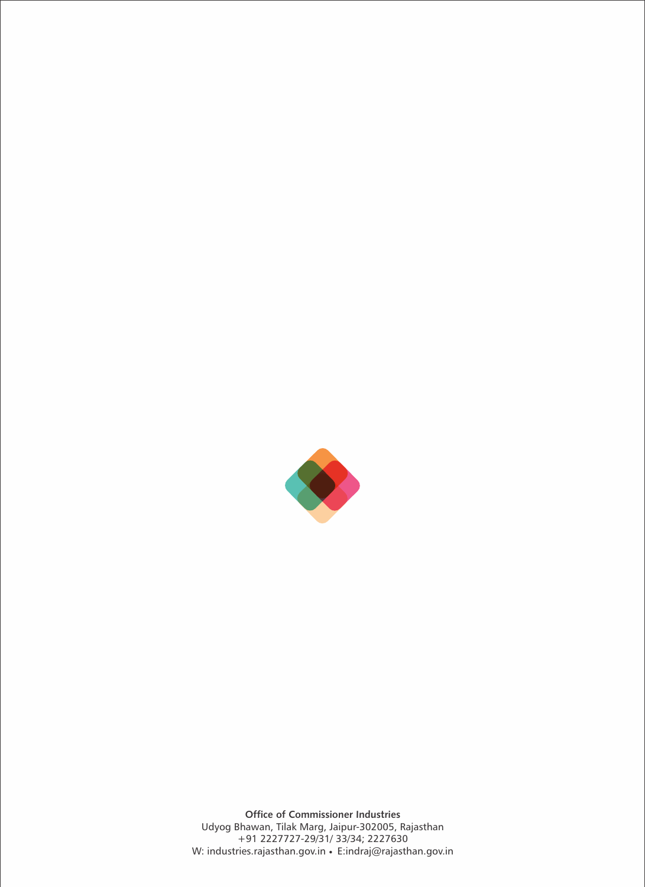**Office of Commissioner Industries**
Udyog Bhawan, Tilak Marg, Jaipur-302005, Rajasthan
+91 2227727-29/31/ 33/34; 2227630
W: industries.rajasthan.gov.in • E:indraj@rajasthan.gov.in